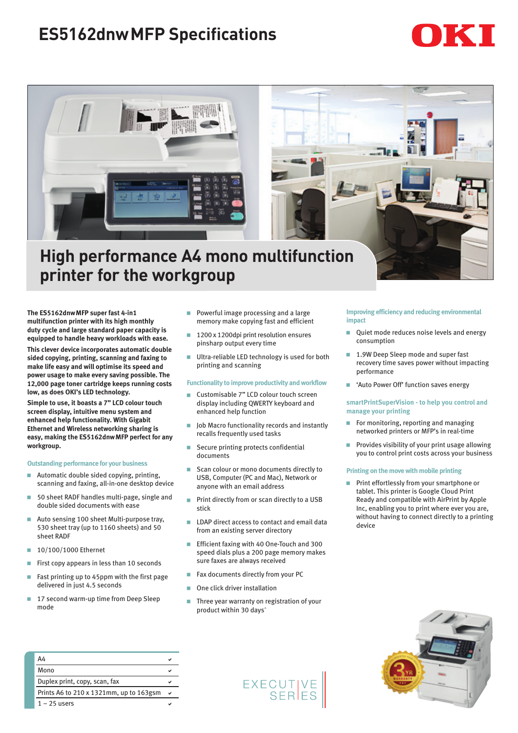# ES5162dnw MFP Specifications

## High performance A4 mono multifunction printer for the workgroup

**The ES5162dnw MFP super fast 4-in1 multifunction printer with its high monthly duty cycle and large standard paper capacity is equipped to handle heavy workloads with ease.**

**This clever device incorporates automatic double sided copying, printing, scanning and faxing to make life easy and will optimise its speed and power usage to make every saving possible. The 12,000 page toner cartridge keeps running costs low, as does OKI's LED technology.**

**Simple to use, it boasts a 7" LCD colour touch screen display, intuitive menu system and enhanced help functionality. With Gigabit Ethernet and Wireless networking sharing is easy, making the ES5162dnw MFP perfect for any workgroup.**

### Outstanding performance for your business

- Automatic double sided copying, printing, scanning and faxing, all-in-one desktop device
- 50 sheet RADF handles multi-page, single and double sided documents with ease
- Auto sensing 100 sheet Multi-purpose tray, 530 sheet tray (up to 1160 sheets) and 50 sheet RADF
- 10/100/1000 Ethernet
- First copy appears in less than 10 seconds
- Fast printing up to 45ppm with the first page delivered in just 4.5 seconds
- 17 second warm-up time from Deep Sleep mode
- Powerful image processing and a large memory make copying fast and efficient
- 1200 x 1200dpi print resolution ensures pinsharp output every time
- Ultra-reliable LED technology is used for both printing and scanning

### Functionality to improve productivity and workflow

- Customisable 7" LCD colour touch screen display including QWERTY keyboard and enhanced help function
- Job Macro functionality records and instantly recalls frequently used tasks
- Secure printing protects confidential documents
- Scan colour or mono documents directly to USB, Computer (PC and Mac), Network or anyone with an email address
- Print directly from or scan directly to a USB stick
- LDAP direct access to contact and email data from an existing server directory
- Efficient faxing with 40 One-Touch and 300 speed dials plus a 200 page memory makes sure faxes are always received
- Fax documents directly from your PC
- One click driver installation
- Three year warranty on registration of your product within 30 days[^]

### Improving efficiency and reducing environmental impact

- Quiet mode reduces noise levels and energy consumption
- 1.9W Deep Sleep mode and super fast recovery time saves power without impacting performance
- 'Auto Power Off' function saves energy

### smartPrintSuperVision - to help you control and manage your printing

- For monitoring, reporting and managing networked printers or MFP's in real-time
- Provides visibility of your print usage allowing you to control print costs across your business

### Printing on the move with mobile printing

- Print effortlessly from your smartphone or tablet. This printer is Google Cloud Print Ready and compatible with AirPrint by Apple Inc, enabling you to print where ever you are, without having to connect directly to a printing device

| | |
|---|---|
| A4 | ✔ |
| Mono | ✔ |
| Duplex print, copy, scan, fax | ✔ |
| Prints A6 to 210 x 1321mm, up to 163gsm | ✔ |
| 1 – 25 users | ✔ |

EXECUTIVE SERIES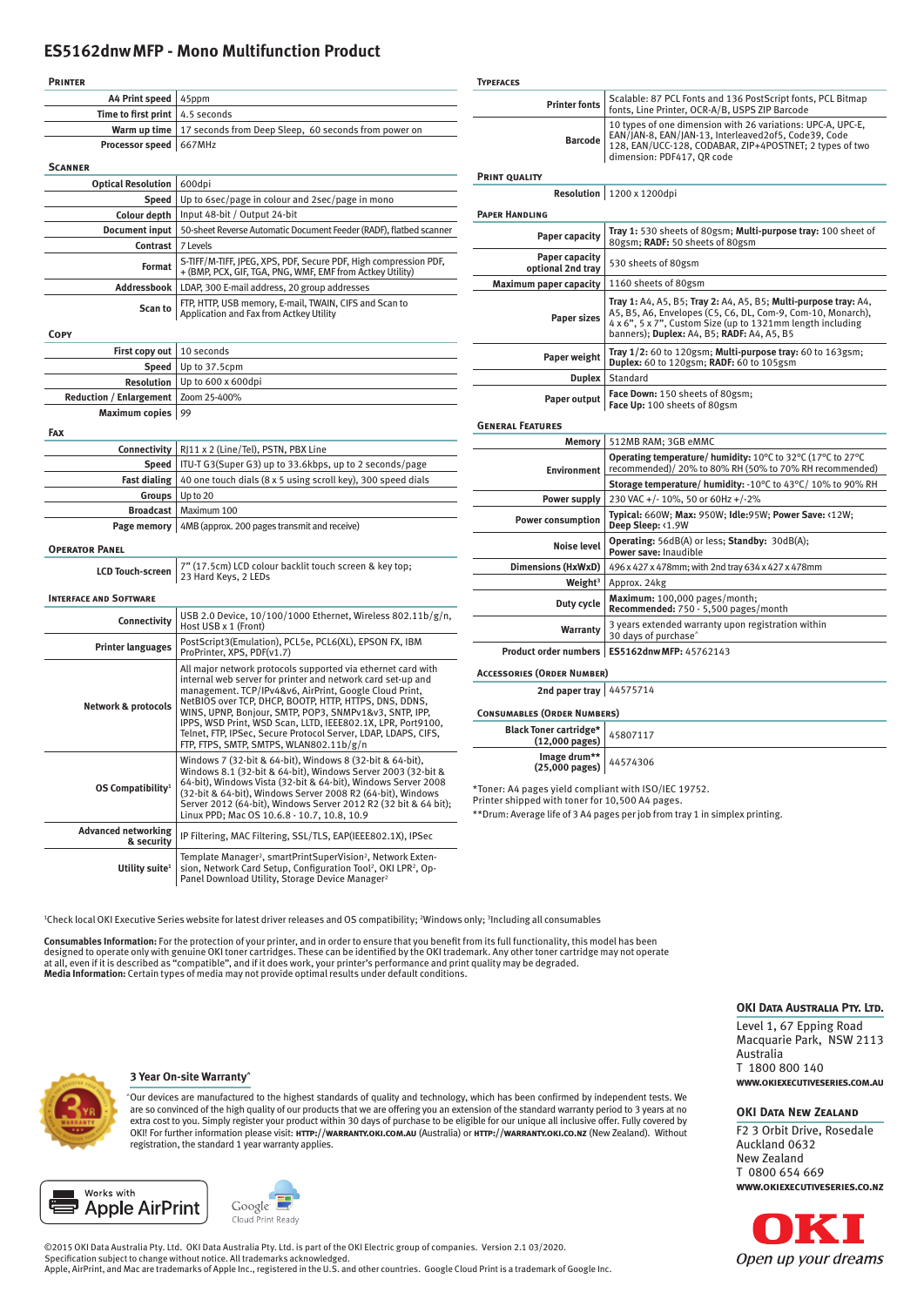# ES5162dnw MFP - Mono Multifunction Product

## Printer

| | |
|---|---|
| A4 Print speed | 45ppm |
| Time to first print | 4.5 seconds |
| Warm up time | 17 seconds from Deep Sleep, 60 seconds from power on |
| Processor speed | 667MHz |

## Scanner

| | |
|---|---|
| Optical Resolution | 600dpi |
| Speed | Up to 6sec/page in colour and 2sec/page in mono |
| Colour depth | Input 48-bit / Output 24-bit |
| Document input | 50-sheet Reverse Automatic Document Feeder (RADF), flatbed scanner |
| Contrast | 7 Levels |
| Format | S-TIFF/M-TIFF, JPEG, XPS, PDF, Secure PDF, High compression PDF, + (BMP, PCX, GIF, TGA, PNG, WMF, EMF from Acktey Utility) |
| Addressbook | LDAP, 300 E-mail address, 20 group addresses |
| Scan to | FTP, HTTP, USB memory, E-mail, TWAIN, CIFS and Scan to Application and Fax from Acktey Utility |

## Copy

| | |
|---|---|
| First copy out | 10 seconds |
| Speed | Up to 37.5cpm |
| Resolution | Up to 600 x 600dpi |
| Reduction / Enlargement | Zoom 25-400% |
| Maximum copies | 99 |

## Fax

| | |
|---|---|
| Connectivity | RJ11 x 2 (Line/Tel), PSTN, PBX Line |
| Speed | ITU-T G3(Super G3) up to 33.6kbps, up to 2 seconds/page |
| Fast dialing | 40 one touch dials (8 x 5 using scroll key), 300 speed dials |
| Groups | Up to 20 |
| Broadcast | Maximum 100 |
| Page memory | 4MB (approx. 200 pages transmit and receive) |

## Operator Panel

| | |
|---|---|
| LCD Touch-screen | 7" (17.5cm) LCD colour backlit touch screen & key top; 23 Hard Keys, 2 LEDs |

## Interface and Software

| | |
|---|---|
| Connectivity | USB 2.0 Device, 10/100/1000 Ethernet, Wireless 802.11b/g/n, Host USB x 1 (Front) |
| Printer languages | PostScript3(Emulation), PCL5e, PCL6(XL), EPSON FX, IBM ProPrinter, XPS, PDF(v1.7) |
| Network & protocols | All major network protocols supported via ethernet card with internal web server for printer and network card set-up and management. TCP/IPv4&v6, AirPrint, Google Cloud Print, NetBIOS over TCP, DHCP, BOOTP, HTTP, HTTPS, DNS, DDNS, WINS, UPNP, Bonjour, SMTP, POP3, SNMPv1&v3, SNTP, IPP, IPPS, WSD Print, WSD Scan, LLTD, IEEE802.1X, LPR, Port9100, Telnet, FTP, IPSec, Secure Protocol Server, LDAP, LDAPS, CIFS, FTP, FTPS, SMTP, SMTPS, WLAN802.11b/g/n |
| OS Compatibility[1] | Windows 7 (32-bit & 64-bit), Windows 8 (32-bit & 64-bit), Windows 8.1 (32-bit & 64-bit), Windows Server 2003 (32-bit & 64-bit), Windows Vista (32-bit & 64-bit), Windows Server 2008 (32-bit & 64-bit), Windows Server 2008 R2 (64-bit), Windows Server 2012 (64-bit), Windows Server 2012 R2 (32 bit & 64 bit); Linux PPD; Mac OS 10.6.8 - 10.7, 10.8, 10.9 |
| Advanced networking & security | IP Filtering, MAC Filtering, SSL/TLS, EAP(IEEE802.1X), IPSec |
| Utility suite[1] | Template Manager[2], smartPrintSuperVision[2], Network Extension, Network Card Setup, Configuration Tool[2], OKI LPR[2], Op-Panel Download Utility, Storage Device Manager[2] |

## Typefaces

| | |
|---|---|
| Printer fonts | Scalable: 87 PCL Fonts and 136 PostScript fonts, PCL Bitmap fonts, Line Printer, OCR-A/B, USPS ZIP Barcode |
| Barcode | 10 types of one dimension with 26 variations: UPC-A, UPC-E, EAN/JAN-8, EAN/JAN-13, Interleaved2of5, Code39, Code 128, EAN/UCC-128, CODABAR, ZIP+4POSTNET; 2 types of two dimension: PDF417, QR code |

## Print Quality

| | |
|---|---|
| Resolution | 1200 x 1200dpi |

## Paper Handling

| | |
|---|---|
| Paper capacity | **Tray 1:** 530 sheets of 80gsm; **Multi-purpose tray:** 100 sheet of 80gsm; **RADF:** 50 sheets of 80gsm |
| Paper capacity optional 2nd tray | 530 sheets of 80gsm |
| Maximum paper capacity | 1160 sheets of 80gsm |
| Paper sizes | **Tray 1:** A4, A5, B5; **Tray 2:** A4, A5, B5; **Multi-purpose tray:** A4, A5, B5, A6, Envelopes (C5, C6, DL, Com-9, Com-10, Monarch), 4 x 6", 5 x 7", Custom Size (up to 1321mm length including banners); **Duplex:** A4, B5; **RADF:** A4, A5, B5 |
| Paper weight | **Tray 1/2:** 60 to 120gsm; **Multi-purpose tray:** 60 to 163gsm; **Duplex:** 60 to 120gsm; **RADF:** 60 to 105gsm |
| Duplex | Standard |
| Paper output | **Face Down:** 150 sheets of 80gsm; **Face Up:** 100 sheets of 80gsm |

## General Features

| | |
|---|---|
| Memory | 512MB RAM; 3GB eMMC |
| Environment | **Operating temperature/ humidity:** 10°C to 32°C (17°C to 27°C recommended)/ 20% to 80% RH (50% to 70% RH recommended) |
| | **Storage temperature/ humidity:** -10°C to 43°C/ 10% to 90% RH |
| Power supply | 230 VAC +/- 10%, 50 or 60Hz +/-2% |
| Power consumption | **Typical:** 660W; **Max:** 950W; **Idle:**95W; **Power Save:** <12W; **Deep Sleep:** <1.9W |
| Noise level | **Operating:** 56dB(A) or less; **Standby:** 30dB(A); **Power save:** Inaudible |
| Dimensions (HxWxD) | 496 x 427 x 478mm; with 2nd tray 634 x 427 x 478mm |
| Weight[3] | Approx. 24kg |
| Duty cycle | **Maximum:** 100,000 pages/month; **Recommended:** 750 - 5,500 pages/month |
| Warranty | 3 years extended warranty upon registration within 30 days of purchase^ |
| Product order numbers | **ES5162dnw MFP:** 45762143 |

## Accessories (Order Number)

| | |
|---|---|
| 2nd paper tray | 44575714 |

## Consumables (Order Numbers)

| | |
|---|---|
| Black Toner cartridge* (12,000 pages) | 45807117 |
| Image drum** (25,000 pages) | 44574306 |

*Toner: A4 pages yield compliant with ISO/IEC 19752.
Printer shipped with toner for 10,500 A4 pages.
**Drum: Average life of 3 A4 pages per job from tray 1 in simplex printing.

[1]Check local OKI Executive Series website for latest driver releases and OS compatibility; [2]Windows only; [3]Including all consumables

**Consumables Information:** For the protection of your printer, and in order to ensure that you benefit from its full functionality, this model has been designed to operate only with genuine OKI toner cartridges. These can be identified by the OKI trademark. Any other toner cartridge may not operate at all, even if it is described as "compatible", and if it does work, your printer's performance and print quality may be degraded.
**Media Information:** Certain types of media may not provide optimal results under default conditions.

### 3 Year On-site Warranty^

^Our devices are manufactured to the highest standards of quality and technology, which has been confirmed by independent tests. We are so convinced of the high quality of our products that we are offering you an extension of the standard warranty period to 3 years at no extra cost to you. Simply register your product within 30 days of purchase to be eligible for our unique all inclusive offer. Fully covered by OKI! For further information please visit: HTTP://WARRANTY.OKI.COM.AU (Australia) or HTTP://WARRANTY.OKI.CO.NZ (New Zealand). Without registration, the standard 1 year warranty applies.

Works with Apple AirPrint

Google Cloud Print Ready

**OKI Data Australia Pty. Ltd.**
Level 1, 67 Epping Road
Macquarie Park, NSW 2113
Australia
T 1800 800 140
WWW.OKIEXECUTIVESERIES.COM.AU

**OKI Data New Zealand**
F2 3 Orbit Drive, Rosedale
Auckland 0632
New Zealand
T 0800 654 669
WWW.OKIEXECUTIVESERIES.CO.NZ

OKI
*Open up your dreams*

©2015 OKI Data Australia Pty. Ltd. OKI Data Australia Pty. Ltd. is part of the OKI Electric group of companies. Version 2.1 03/2020.
Specification subject to change without notice. All trademarks acknowledged.
Apple, AirPrint, and Mac are trademarks of Apple Inc., registered in the U.S. and other countries. Google Cloud Print is a trademark of Google Inc.